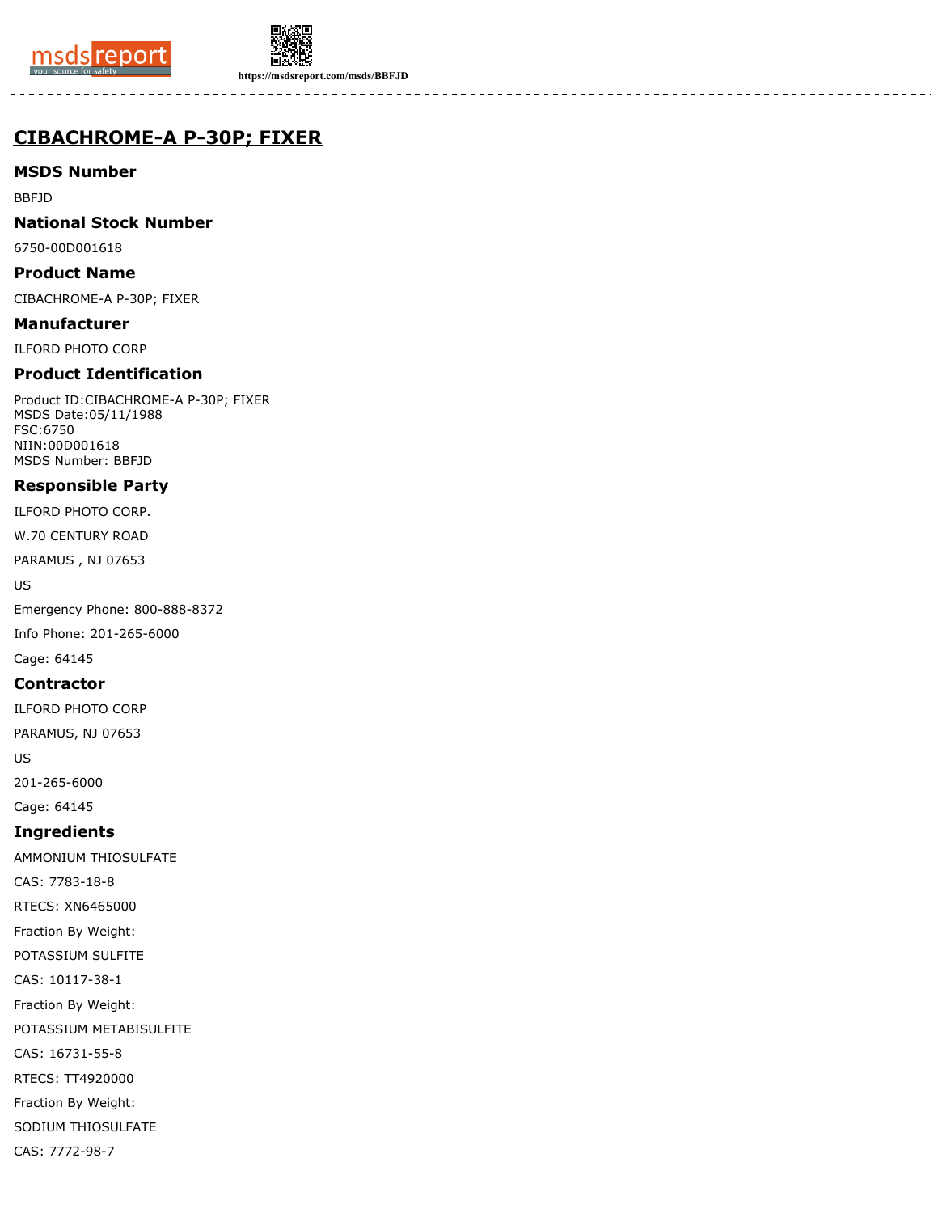# CIBACHROME-A P-30P; FIXER

## MSDS Number

BBFJD

## National Stock Number

6750-00D001618

## Product Name

CIBACHROME-A P-30P; FIXER

## Manufacturer

ILFORD PHOTO CORP

## Product Identification

Product ID:CIBACHROME-A P-30P; FIXER
MSDS Date:05/11/1988
FSC:6750
NIIN:00D001618
MSDS Number: BBFJD

## Responsible Party

ILFORD PHOTO CORP.

W.70 CENTURY ROAD

PARAMUS , NJ 07653

US

Emergency Phone: 800-888-8372

Info Phone: 201-265-6000

Cage: 64145

## Contractor

ILFORD PHOTO CORP

PARAMUS, NJ 07653

US

201-265-6000

Cage: 64145

## Ingredients

AMMONIUM THIOSULFATE

CAS: 7783-18-8

RTECS: XN6465000

Fraction By Weight:

POTASSIUM SULFITE

CAS: 10117-38-1

Fraction By Weight:

POTASSIUM METABISULFITE

CAS: 16731-55-8

RTECS: TT4920000

Fraction By Weight:

SODIUM THIOSULFATE

CAS: 7772-98-7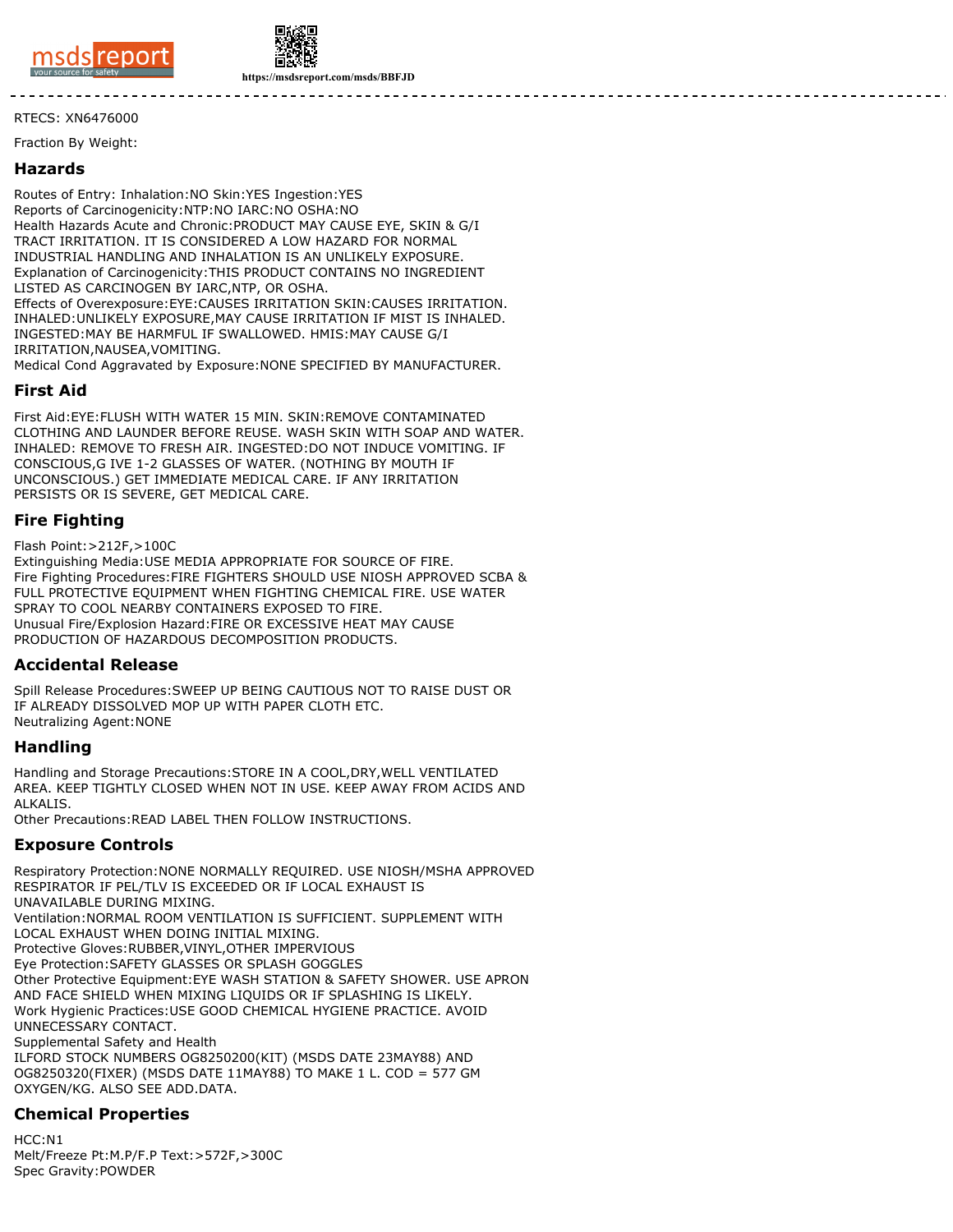RTECS: XN6476000

Fraction By Weight:

## Hazards

Routes of Entry: Inhalation:NO Skin:YES Ingestion:YES
Reports of Carcinogenicity:NTP:NO IARC:NO OSHA:NO
Health Hazards Acute and Chronic:PRODUCT MAY CAUSE EYE, SKIN & G/I TRACT IRRITATION. IT IS CONSIDERED A LOW HAZARD FOR NORMAL INDUSTRIAL HANDLING AND INHALATION IS AN UNLIKELY EXPOSURE.
Explanation of Carcinogenicity:THIS PRODUCT CONTAINS NO INGREDIENT LISTED AS CARCINOGEN BY IARC,NTP, OR OSHA.
Effects of Overexposure:EYE:CAUSES IRRITATION SKIN:CAUSES IRRITATION. INHALED:UNLIKELY EXPOSURE,MAY CAUSE IRRITATION IF MIST IS INHALED. INGESTED:MAY BE HARMFUL IF SWALLOWED. HMIS:MAY CAUSE G/I IRRITATION,NAUSEA,VOMITING.
Medical Cond Aggravated by Exposure:NONE SPECIFIED BY MANUFACTURER.

## First Aid

First Aid:EYE:FLUSH WITH WATER 15 MIN. SKIN:REMOVE CONTAMINATED CLOTHING AND LAUNDER BEFORE REUSE. WASH SKIN WITH SOAP AND WATER. INHALED: REMOVE TO FRESH AIR. INGESTED:DO NOT INDUCE VOMITING. IF CONSCIOUS,G IVE 1-2 GLASSES OF WATER. (NOTHING BY MOUTH IF UNCONSCIOUS.) GET IMMEDIATE MEDICAL CARE. IF ANY IRRITATION PERSISTS OR IS SEVERE, GET MEDICAL CARE.

## Fire Fighting

Flash Point:>212F,>100C
Extinguishing Media:USE MEDIA APPROPRIATE FOR SOURCE OF FIRE.
Fire Fighting Procedures:FIRE FIGHTERS SHOULD USE NIOSH APPROVED SCBA & FULL PROTECTIVE EQUIPMENT WHEN FIGHTING CHEMICAL FIRE. USE WATER SPRAY TO COOL NEARBY CONTAINERS EXPOSED TO FIRE.
Unusual Fire/Explosion Hazard:FIRE OR EXCESSIVE HEAT MAY CAUSE PRODUCTION OF HAZARDOUS DECOMPOSITION PRODUCTS.

## Accidental Release

Spill Release Procedures:SWEEP UP BEING CAUTIOUS NOT TO RAISE DUST OR IF ALREADY DISSOLVED MOP UP WITH PAPER CLOTH ETC.
Neutralizing Agent:NONE

## Handling

Handling and Storage Precautions:STORE IN A COOL,DRY,WELL VENTILATED AREA. KEEP TIGHTLY CLOSED WHEN NOT IN USE. KEEP AWAY FROM ACIDS AND ALKALIS.
Other Precautions:READ LABEL THEN FOLLOW INSTRUCTIONS.

## Exposure Controls

Respiratory Protection:NONE NORMALLY REQUIRED. USE NIOSH/MSHA APPROVED RESPIRATOR IF PEL/TLV IS EXCEEDED OR IF LOCAL EXHAUST IS UNAVAILABLE DURING MIXING.
Ventilation:NORMAL ROOM VENTILATION IS SUFFICIENT. SUPPLEMENT WITH LOCAL EXHAUST WHEN DOING INITIAL MIXING.
Protective Gloves:RUBBER,VINYL,OTHER IMPERVIOUS
Eye Protection:SAFETY GLASSES OR SPLASH GOGGLES
Other Protective Equipment:EYE WASH STATION & SAFETY SHOWER. USE APRON AND FACE SHIELD WHEN MIXING LIQUIDS OR IF SPLASHING IS LIKELY.
Work Hygienic Practices:USE GOOD CHEMICAL HYGIENE PRACTICE. AVOID UNNECESSARY CONTACT.
Supplemental Safety and Health
ILFORD STOCK NUMBERS OG8250200(KIT) (MSDS DATE 23MAY88) AND OG8250320(FIXER) (MSDS DATE 11MAY88) TO MAKE 1 L. COD = 577 GM OXYGEN/KG. ALSO SEE ADD.DATA.

## Chemical Properties

HCC:N1
Melt/Freeze Pt:M.P/F.P Text:>572F,>300C
Spec Gravity:POWDER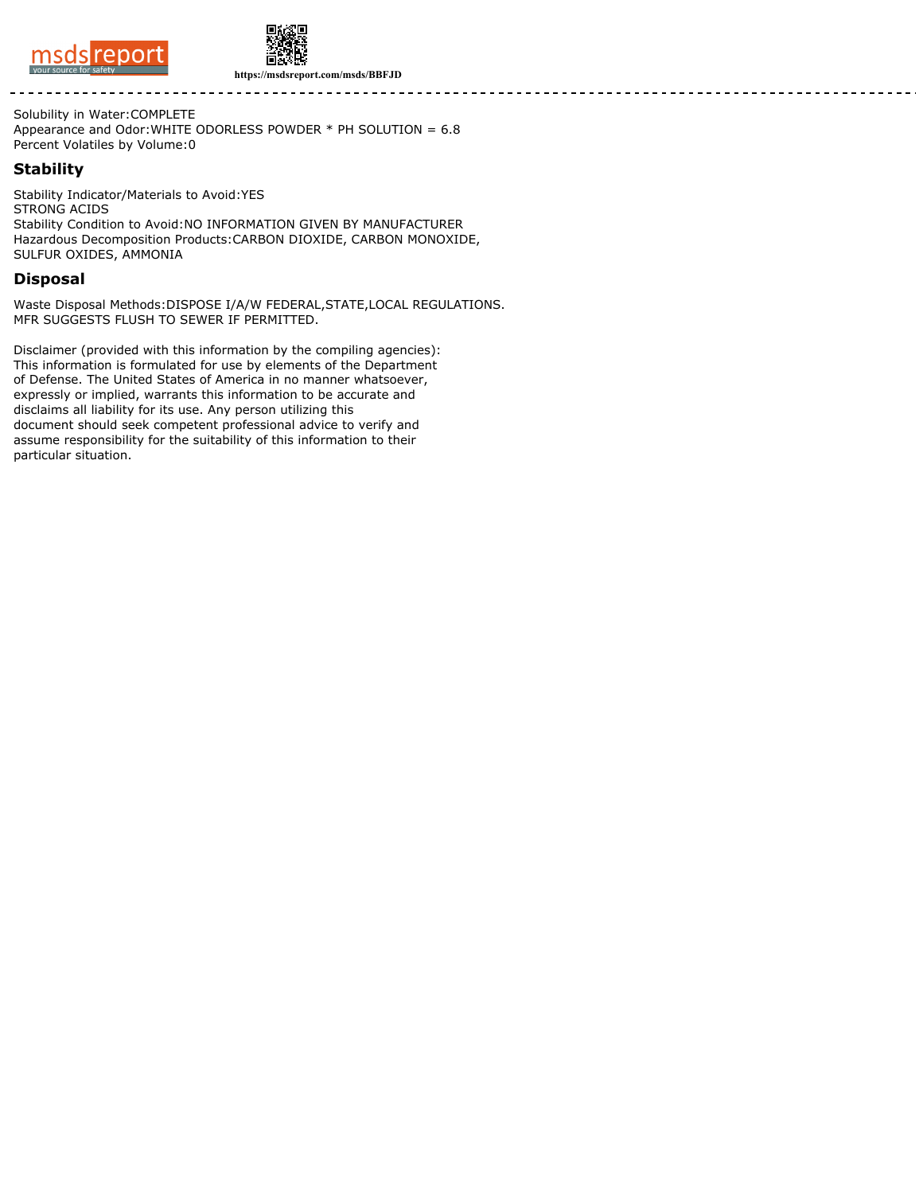Solubility in Water:COMPLETE
Appearance and Odor:WHITE ODORLESS POWDER * PH SOLUTION = 6.8
Percent Volatiles by Volume:0

## Stability

Stability Indicator/Materials to Avoid:YES
STRONG ACIDS
Stability Condition to Avoid:NO INFORMATION GIVEN BY MANUFACTURER
Hazardous Decomposition Products:CARBON DIOXIDE, CARBON MONOXIDE, SULFUR OXIDES, AMMONIA

## Disposal

Waste Disposal Methods:DISPOSE I/A/W FEDERAL,STATE,LOCAL REGULATIONS. MFR SUGGESTS FLUSH TO SEWER IF PERMITTED.

Disclaimer (provided with this information by the compiling agencies): This information is formulated for use by elements of the Department of Defense. The United States of America in no manner whatsoever, expressly or implied, warrants this information to be accurate and disclaims all liability for its use. Any person utilizing this document should seek competent professional advice to verify and assume responsibility for the suitability of this information to their particular situation.